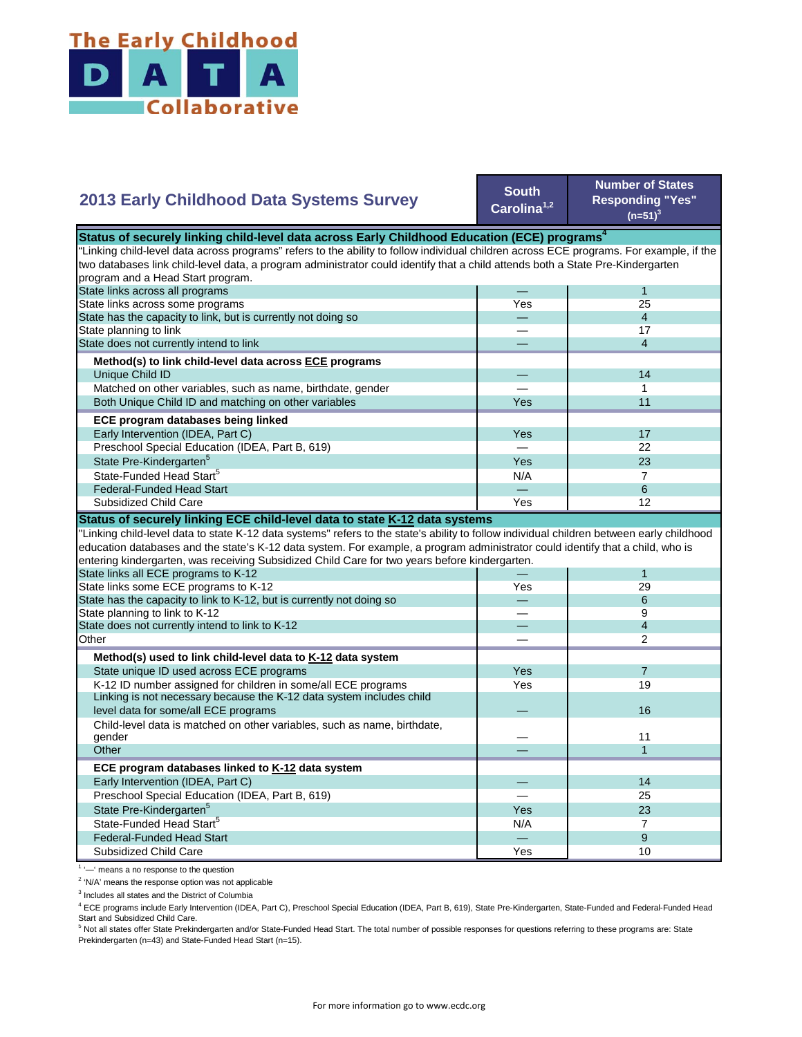# The Early Childhood DATA Collaborative

## 2013 Early Childhood Data Systems Survey

| | South Carolina[1,2] | Number of States Responding "Yes" (n=51)[3] |
|---|---|---|
| **Status of securely linking child-level data across Early Childhood Education (ECE) programs[4]** | | |
| "Linking child-level data across programs" refers to the ability to follow individual children across ECE programs. For example, if the two databases link child-level data, a program administrator could identify that a child attends both a State Pre-Kindergarten program and a Head Start program. | | |
| State links across all programs | — | 1 |
| State links across some programs | Yes | 25 |
| State has the capacity to link, but is currently not doing so | — | 4 |
| State planning to link | — | 17 |
| State does not currently intend to link | — | 4 |
| **Method(s) to link child-level data across ECE programs** | | |
| Unique Child ID | — | 14 |
| Matched on other variables, such as name, birthdate, gender | — | 1 |
| Both Unique Child ID and matching on other variables | Yes | 11 |
| **ECE program databases being linked** | | |
| Early Intervention (IDEA, Part C) | Yes | 17 |
| Preschool Special Education (IDEA, Part B, 619) | — | 22 |
| State Pre-Kindergarten[5] | Yes | 23 |
| State-Funded Head Start[5] | N/A | 7 |
| Federal-Funded Head Start | — | 6 |
| Subsidized Child Care | Yes | 12 |
| **Status of securely linking ECE child-level data to state K-12 data systems** | | |
| "Linking child-level data to state K-12 data systems" refers to the state's ability to follow individual children between early childhood education databases and the state's K-12 data system. For example, a program administrator could identify that a child, who is entering kindergarten, was receiving Subsidized Child Care for two years before kindergarten. | | |
| State links all ECE programs to K-12 | — | 1 |
| State links some ECE programs to K-12 | Yes | 29 |
| State has the capacity to link to K-12, but is currently not doing so | — | 6 |
| State planning to link to K-12 | — | 9 |
| State does not currently intend to link to K-12 | — | 4 |
| Other | — | 2 |
| **Method(s) used to link child-level data to K-12 data system** | | |
| State unique ID used across ECE programs | Yes | 7 |
| K-12 ID number assigned for children in some/all ECE programs | Yes | 19 |
| Linking is not necessary because the K-12 data system includes child level data for some/all ECE programs | — | 16 |
| Child-level data is matched on other variables, such as name, birthdate, gender | — | 11 |
| Other | — | 1 |
| **ECE program databases linked to K-12 data system** | | |
| Early Intervention (IDEA, Part C) | — | 14 |
| Preschool Special Education (IDEA, Part B, 619) | — | 25 |
| State Pre-Kindergarten[5] | Yes | 23 |
| State-Funded Head Start[5] | N/A | 7 |
| Federal-Funded Head Start | — | 9 |
| Subsidized Child Care | Yes | 10 |

[1] '—' means a no response to the question

[2] 'N/A' means the response option was not applicable

[3] Includes all states and the District of Columbia

[4] ECE programs include Early Intervention (IDEA, Part C), Preschool Special Education (IDEA, Part B, 619), State Pre-Kindergarten, State-Funded and Federal-Funded Head Start and Subsidized Child Care.

[5] Not all states offer State Prekindergarten and/or State-Funded Head Start. The total number of possible responses for questions referring to these programs are: State Prekindergarten (n=43) and State-Funded Head Start (n=15).

For more information go to www.ecdc.org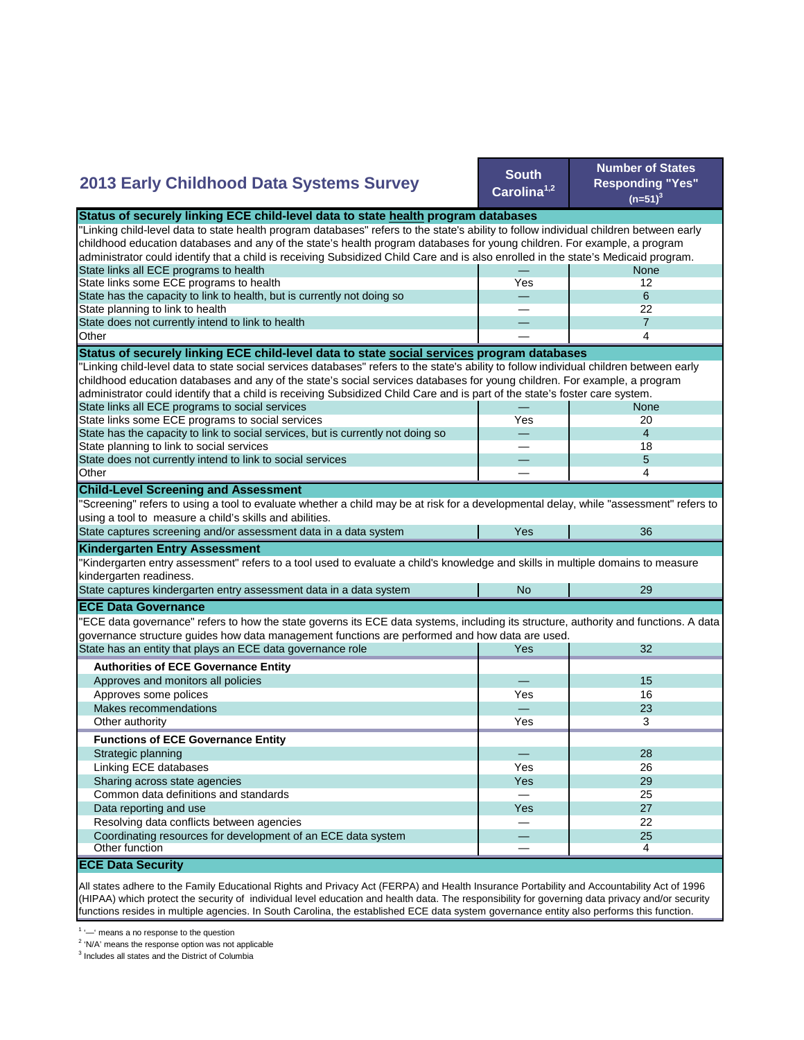| 2013 Early Childhood Data Systems Survey | South Carolina[1,2] | Number of States Responding "Yes" (n=51)[3] |
|---|---|---|
| **Status of securely linking ECE child-level data to state health program databases** | | |
| "Linking child-level data to state health program databases" refers to the state's ability to follow individual children between early childhood education databases and any of the state's health program databases for young children. For example, a program administrator could identify that a child is receiving Subsidized Child Care and is also enrolled in the state's Medicaid program. | | |
| State links all ECE programs to health | — | None |
| State links some ECE programs to health | Yes | 12 |
| State has the capacity to link to health, but is currently not doing so | — | 6 |
| State planning to link to health | — | 22 |
| State does not currently intend to link to health | — | 7 |
| Other | — | 4 |
| **Status of securely linking ECE child-level data to state social services program databases** | | |
| "Linking child-level data to state social services databases" refers to the state's ability to follow individual children between early childhood education databases and any of the state's social services databases for young children. For example, a program administrator could identify that a child is receiving Subsidized Child Care and is part of the state's foster care system. | | |
| State links all ECE programs to social services | — | None |
| State links some ECE programs to social services | Yes | 20 |
| State has the capacity to link to social services, but is currently not doing so | — | 4 |
| State planning to link to social services | — | 18 |
| State does not currently intend to link to social services | — | 5 |
| Other | — | 4 |
| **Child-Level Screening and Assessment** | | |
| "Screening" refers to using a tool to evaluate whether a child may be at risk for a developmental delay, while "assessment" refers to using a tool to measure a child's skills and abilities. | | |
| State captures screening and/or assessment data in a data system | Yes | 36 |
| **Kindergarten Entry Assessment** | | |
| "Kindergarten entry assessment" refers to a tool used to evaluate a child's knowledge and skills in multiple domains to measure kindergarten readiness. | | |
| State captures kindergarten entry assessment data in a data system | No | 29 |
| **ECE Data Governance** | | |
| "ECE data governance" refers to how the state governs its ECE data systems, including its structure, authority and functions. A data governance structure guides how data management functions are performed and how data are used. | | |
| State has an entity that plays an ECE data governance role | Yes | 32 |
| **Authorities of ECE Governance Entity** | | |
| Approves and monitors all policies | — | 15 |
| Approves some polices | Yes | 16 |
| Makes recommendations | — | 23 |
| Other authority | Yes | 3 |
| **Functions of ECE Governance Entity** | | |
| Strategic planning | — | 28 |
| Linking ECE databases | Yes | 26 |
| Sharing across state agencies | Yes | 29 |
| Common data definitions and standards | — | 25 |
| Data reporting and use | Yes | 27 |
| Resolving data conflicts between agencies | — | 22 |
| Coordinating resources for development of an ECE data system | — | 25 |
| Other function | — | 4 |
| **ECE Data Security** | | |
| All states adhere to the Family Educational Rights and Privacy Act (FERPA) and Health Insurance Portability and Accountability Act of 1996 (HIPAA) which protect the security of individual level education and health data. The responsibility for governing data privacy and/or security functions resides in multiple agencies. In South Carolina, the established ECE data system governance entity also performs this function. | | |

[1] '—' means a no response to the question

[2] 'N/A' means the response option was not applicable

[3] Includes all states and the District of Columbia